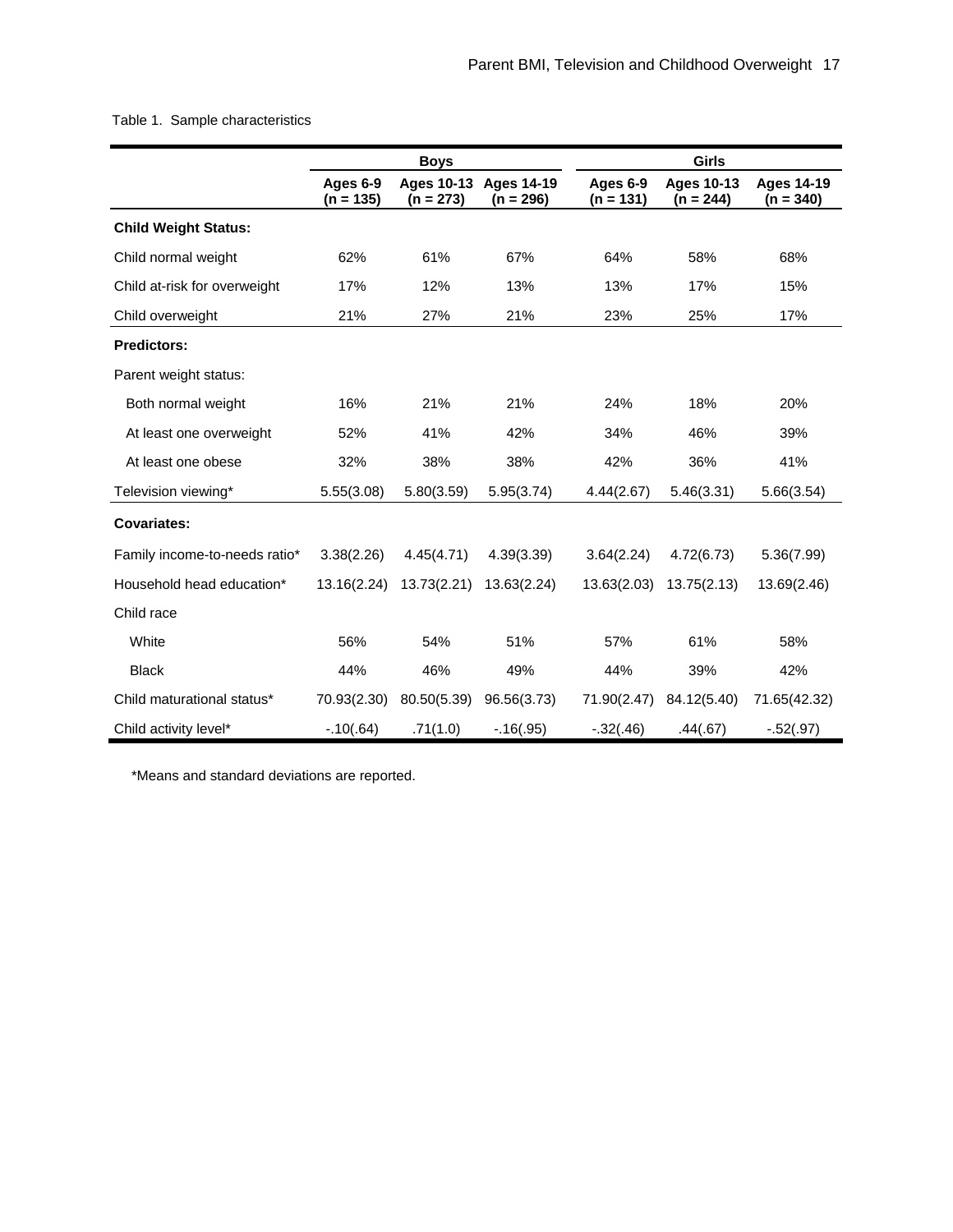Table 1. Sample characteristics

| | Boys | | | Girls | | |
|---|---|---|---|---|---|---|
| | Ages 6-9 (n = 135) | Ages 10-13 (n = 273) | Ages 14-19 (n = 296) | Ages 6-9 (n = 131) | Ages 10-13 (n = 244) | Ages 14-19 (n = 340) |
| **Child Weight Status:** | | | | | | |
| Child normal weight | 62% | 61% | 67% | 64% | 58% | 68% |
| Child at-risk for overweight | 17% | 12% | 13% | 13% | 17% | 15% |
| Child overweight | 21% | 27% | 21% | 23% | 25% | 17% |
| **Predictors:** | | | | | | |
| Parent weight status: | | | | | | |
| Both normal weight | 16% | 21% | 21% | 24% | 18% | 20% |
| At least one overweight | 52% | 41% | 42% | 34% | 46% | 39% |
| At least one obese | 32% | 38% | 38% | 42% | 36% | 41% |
| Television viewing* | 5.55(3.08) | 5.80(3.59) | 5.95(3.74) | 4.44(2.67) | 5.46(3.31) | 5.66(3.54) |
| **Covariates:** | | | | | | |
| Family income-to-needs ratio* | 3.38(2.26) | 4.45(4.71) | 4.39(3.39) | 3.64(2.24) | 4.72(6.73) | 5.36(7.99) |
| Household head education* | 13.16(2.24) | 13.73(2.21) | 13.63(2.24) | 13.63(2.03) | 13.75(2.13) | 13.69(2.46) |
| Child race | | | | | | |
| White | 56% | 54% | 51% | 57% | 61% | 58% |
| Black | 44% | 46% | 49% | 44% | 39% | 42% |
| Child maturational status* | 70.93(2.30) | 80.50(5.39) | 96.56(3.73) | 71.90(2.47) | 84.12(5.40) | 71.65(42.32) |
| Child activity level* | -.10(.64) | .71(1.0) | -.16(.95) | -.32(.46) | .44(.67) | -.52(.97) |

*Means and standard deviations are reported.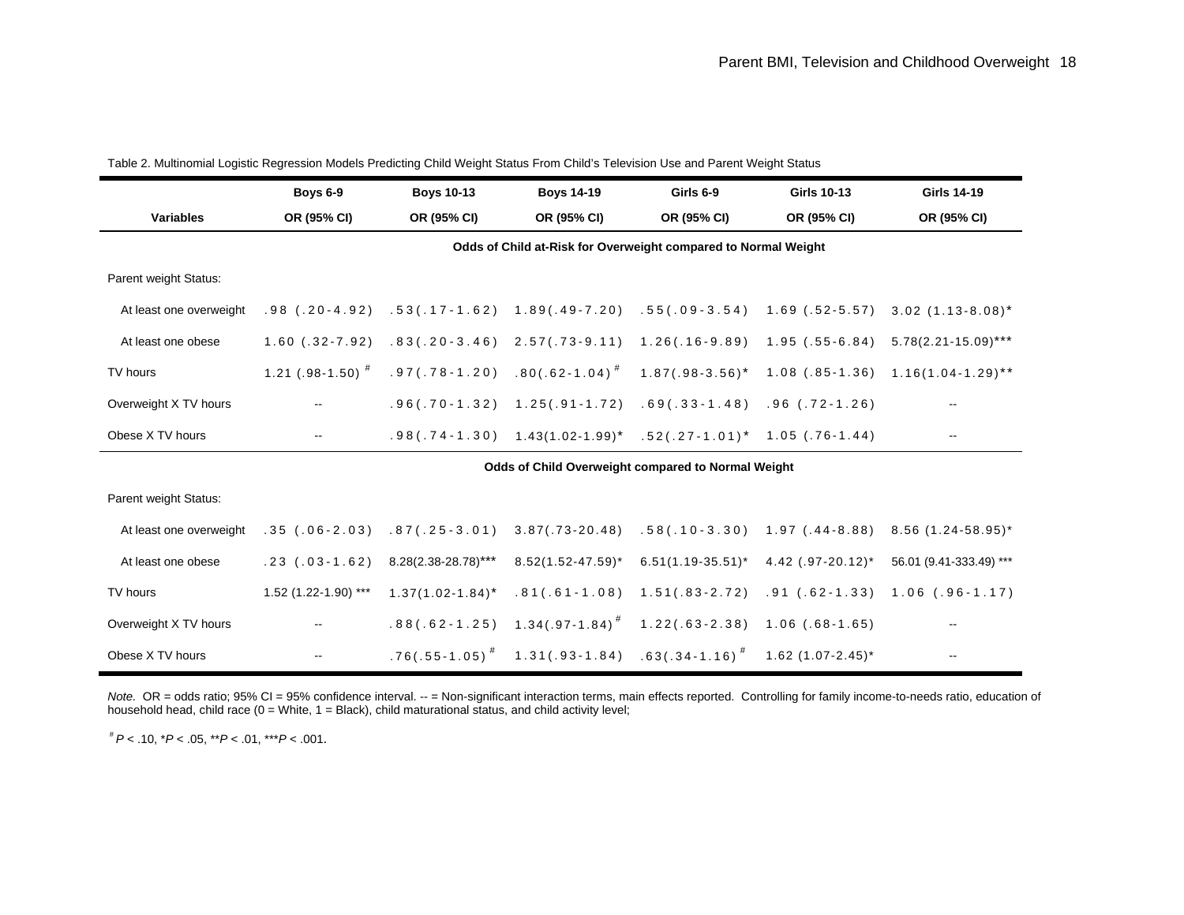Table 2. Multinomial Logistic Regression Models Predicting Child Weight Status From Child's Television Use and Parent Weight Status

| Variables | Boys 6-9<br>OR (95% CI) | Boys 10-13<br>OR (95% CI) | Boys 14-19<br>OR (95% CI) | Girls 6-9<br>OR (95% CI) | Girls 10-13<br>OR (95% CI) | Girls 14-19<br>OR (95% CI) |
|---|---|---|---|---|---|---|
| **Odds of Child at-Risk for Overweight compared to Normal Weight** | | | | | | |
| Parent weight Status: | | | | | | |
| At least one overweight | .98 (.20-4.92) | .53(.17-1.62) | 1.89(.49-7.20) | .55(.09-3.54) | 1.69 (.52-5.57) | 3.02 (1.13-8.08)* |
| At least one obese | 1.60 (.32-7.92) | .83(.20-3.46) | 2.57(.73-9.11) | 1.26(.16-9.89) | 1.95 (.55-6.84) | 5.78(2.21-15.09)*** |
| TV hours | 1.21 (.98-1.50) # | .97(.78-1.20) | .80(.62-1.04) # | 1.87(.98-3.56)* | 1.08 (.85-1.36) | 1.16(1.04-1.29)** |
| Overweight X TV hours | -- | .96(.70-1.32) | 1.25(.91-1.72) | .69(.33-1.48) | .96 (.72-1.26) | -- |
| Obese X TV hours | -- | .98(.74-1.30) | 1.43(1.02-1.99)* | .52(.27-1.01)* | 1.05 (.76-1.44) | -- |
| **Odds of Child Overweight compared to Normal Weight** | | | | | | |
| Parent weight Status: | | | | | | |
| At least one overweight | .35 (.06-2.03) | .87(.25-3.01) | 3.87(.73-20.48) | .58(.10-3.30) | 1.97 (.44-8.88) | 8.56 (1.24-58.95)* |
| At least one obese | .23 (.03-1.62) | 8.28(2.38-28.78)*** | 8.52(1.52-47.59)* | 6.51(1.19-35.51)* | 4.42 (.97-20.12)* | 56.01 (9.41-333.49) *** |
| TV hours | 1.52 (1.22-1.90) *** | 1.37(1.02-1.84)* | .81(.61-1.08) | 1.51(.83-2.72) | .91 (.62-1.33) | 1.06 (.96-1.17) |
| Overweight X TV hours | -- | .88(.62-1.25) | 1.34(.97-1.84) # | 1.22(.63-2.38) | 1.06 (.68-1.65) | -- |
| Obese X TV hours | -- | .76(.55-1.05) # | 1.31(.93-1.84) | .63(.34-1.16) # | 1.62 (1.07-2.45)* | -- |

*Note.* OR = odds ratio; 95% CI = 95% confidence interval. -- = Non-significant interaction terms, main effects reported. Controlling for family income-to-needs ratio, education of household head, child race (0 = White, 1 = Black), child maturational status, and child activity level;

# *P* < .10, \**P* < .05, \*\**P* < .01, \*\*\**P* < .001.